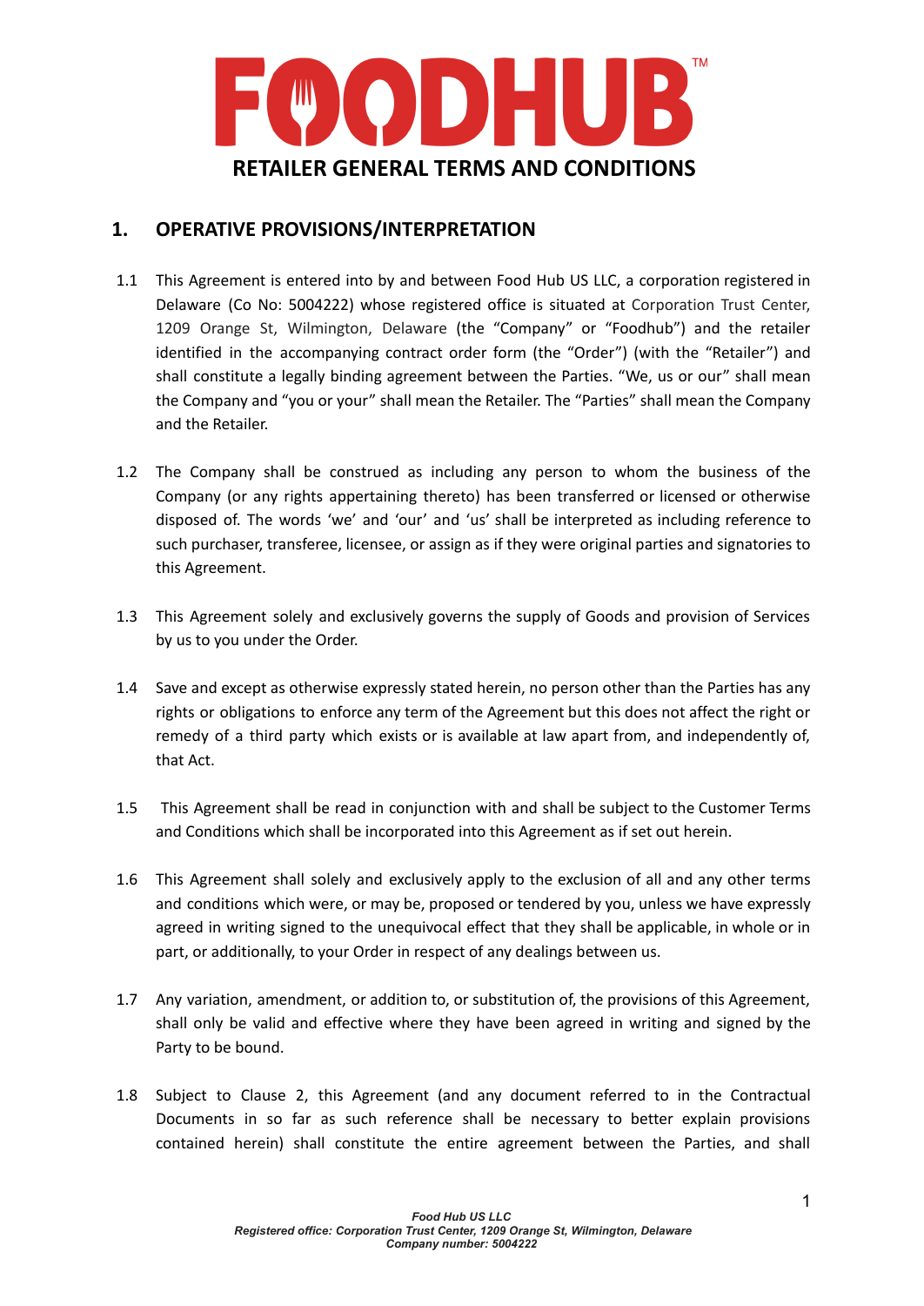# FOODHUB™

## RETAILER GENERAL TERMS AND CONDITIONS

## 1. OPERATIVE PROVISIONS/INTERPRETATION

1.1 This Agreement is entered into by and between Food Hub US LLC, a corporation registered in Delaware (Co No: 5004222) whose registered office is situated at Corporation Trust Center, 1209 Orange St, Wilmington, Delaware (the "Company" or "Foodhub") and the retailer identified in the accompanying contract order form (the "Order") (with the "Retailer") and shall constitute a legally binding agreement between the Parties. "We, us or our" shall mean the Company and "you or your" shall mean the Retailer. The "Parties" shall mean the Company and the Retailer.

1.2 The Company shall be construed as including any person to whom the business of the Company (or any rights appertaining thereto) has been transferred or licensed or otherwise disposed of. The words 'we' and 'our' and 'us' shall be interpreted as including reference to such purchaser, transferee, licensee, or assign as if they were original parties and signatories to this Agreement.

1.3 This Agreement solely and exclusively governs the supply of Goods and provision of Services by us to you under the Order.

1.4 Save and except as otherwise expressly stated herein, no person other than the Parties has any rights or obligations to enforce any term of the Agreement but this does not affect the right or remedy of a third party which exists or is available at law apart from, and independently of, that Act.

1.5 This Agreement shall be read in conjunction with and shall be subject to the Customer Terms and Conditions which shall be incorporated into this Agreement as if set out herein.

1.6 This Agreement shall solely and exclusively apply to the exclusion of all and any other terms and conditions which were, or may be, proposed or tendered by you, unless we have expressly agreed in writing signed to the unequivocal effect that they shall be applicable, in whole or in part, or additionally, to your Order in respect of any dealings between us.

1.7 Any variation, amendment, or addition to, or substitution of, the provisions of this Agreement, shall only be valid and effective where they have been agreed in writing and signed by the Party to be bound.

1.8 Subject to Clause 2, this Agreement (and any document referred to in the Contractual Documents in so far as such reference shall be necessary to better explain provisions contained herein) shall constitute the entire agreement between the Parties, and shall

*Food Hub US LLC*
*Registered office: Corporation Trust Center, 1209 Orange St, Wilmington, Delaware*
*Company number: 5004222*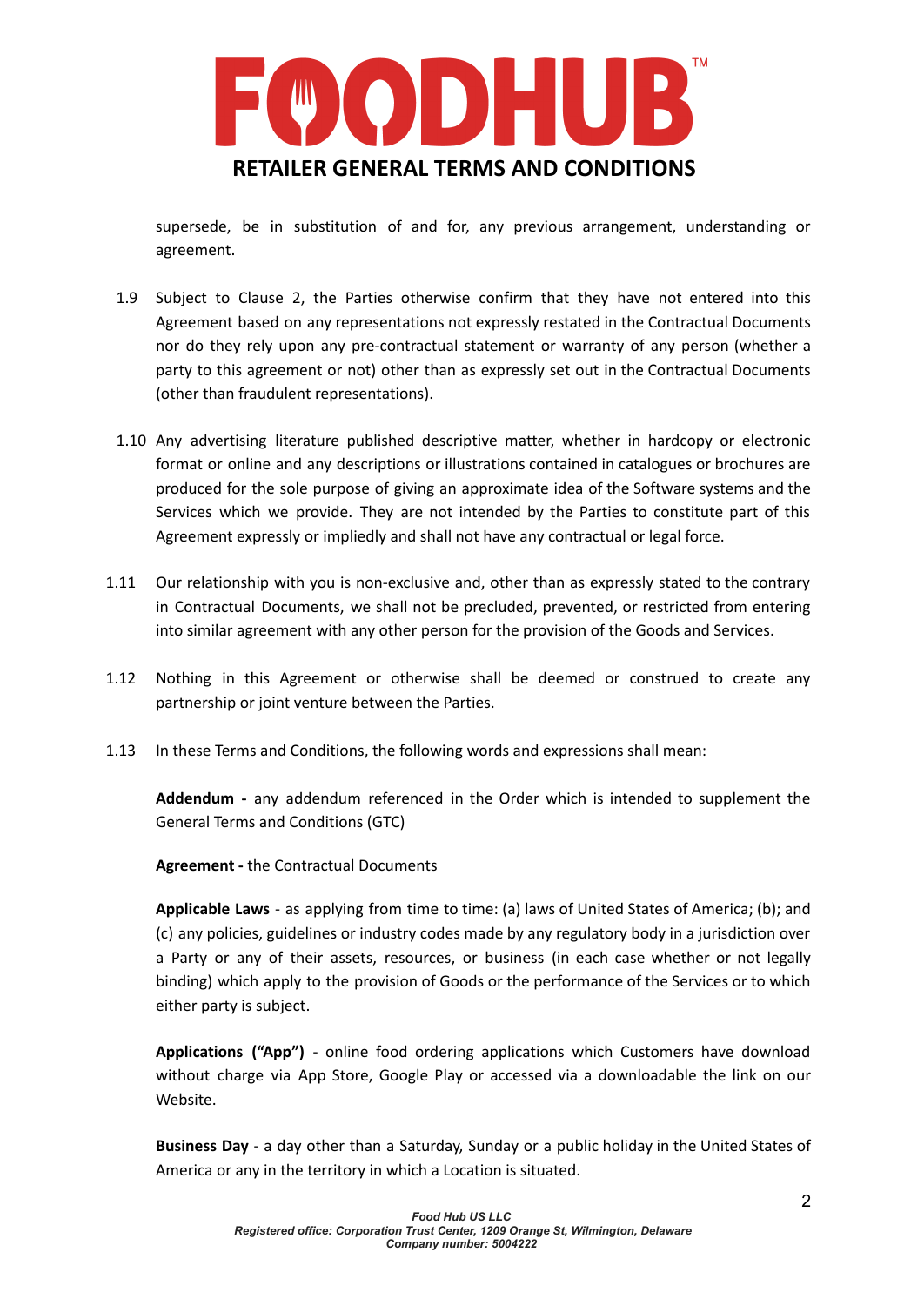supersede, be in substitution of and for, any previous arrangement, understanding or agreement.

1.9 Subject to Clause 2, the Parties otherwise confirm that they have not entered into this Agreement based on any representations not expressly restated in the Contractual Documents nor do they rely upon any pre-contractual statement or warranty of any person (whether a party to this agreement or not) other than as expressly set out in the Contractual Documents (other than fraudulent representations).

1.10 Any advertising literature published descriptive matter, whether in hardcopy or electronic format or online and any descriptions or illustrations contained in catalogues or brochures are produced for the sole purpose of giving an approximate idea of the Software systems and the Services which we provide. They are not intended by the Parties to constitute part of this Agreement expressly or impliedly and shall not have any contractual or legal force.

1.11 Our relationship with you is non-exclusive and, other than as expressly stated to the contrary in Contractual Documents, we shall not be precluded, prevented, or restricted from entering into similar agreement with any other person for the provision of the Goods and Services.

1.12 Nothing in this Agreement or otherwise shall be deemed or construed to create any partnership or joint venture between the Parties.

1.13 In these Terms and Conditions, the following words and expressions shall mean:

**Addendum -** any addendum referenced in the Order which is intended to supplement the General Terms and Conditions (GTC)

**Agreement -** the Contractual Documents

**Applicable Laws** - as applying from time to time: (a) laws of United States of America; (b); and (c) any policies, guidelines or industry codes made by any regulatory body in a jurisdiction over a Party or any of their assets, resources, or business (in each case whether or not legally binding) which apply to the provision of Goods or the performance of the Services or to which either party is subject.

**Applications ("App")** - online food ordering applications which Customers have download without charge via App Store, Google Play or accessed via a downloadable the link on our Website.

**Business Day** - a day other than a Saturday, Sunday or a public holiday in the United States of America or any in the territory in which a Location is situated.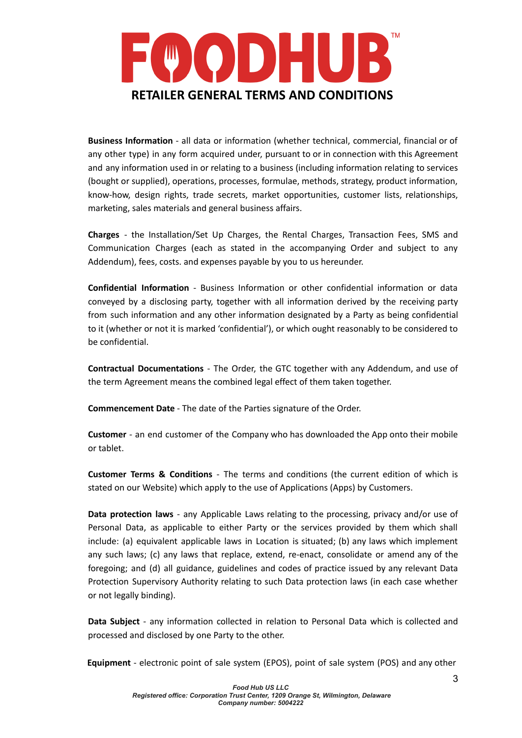**Business Information** - all data or information (whether technical, commercial, financial or of any other type) in any form acquired under, pursuant to or in connection with this Agreement and any information used in or relating to a business (including information relating to services (bought or supplied), operations, processes, formulae, methods, strategy, product information, know-how, design rights, trade secrets, market opportunities, customer lists, relationships, marketing, sales materials and general business affairs.

**Charges** - the Installation/Set Up Charges, the Rental Charges, Transaction Fees, SMS and Communication Charges (each as stated in the accompanying Order and subject to any Addendum), fees, costs. and expenses payable by you to us hereunder.

**Confidential Information** - Business Information or other confidential information or data conveyed by a disclosing party, together with all information derived by the receiving party from such information and any other information designated by a Party as being confidential to it (whether or not it is marked 'confidential'), or which ought reasonably to be considered to be confidential.

**Contractual Documentations** - The Order, the GTC together with any Addendum, and use of the term Agreement means the combined legal effect of them taken together.

**Commencement Date** - The date of the Parties signature of the Order.

**Customer** - an end customer of the Company who has downloaded the App onto their mobile or tablet.

**Customer Terms & Conditions** - The terms and conditions (the current edition of which is stated on our Website) which apply to the use of Applications (Apps) by Customers.

**Data protection laws** - any Applicable Laws relating to the processing, privacy and/or use of Personal Data, as applicable to either Party or the services provided by them which shall include: (a) equivalent applicable laws in Location is situated; (b) any laws which implement any such laws; (c) any laws that replace, extend, re-enact, consolidate or amend any of the foregoing; and (d) all guidance, guidelines and codes of practice issued by any relevant Data Protection Supervisory Authority relating to such Data protection laws (in each case whether or not legally binding).

**Data Subject** - any information collected in relation to Personal Data which is collected and processed and disclosed by one Party to the other.

**Equipment** - electronic point of sale system (EPOS), point of sale system (POS) and any other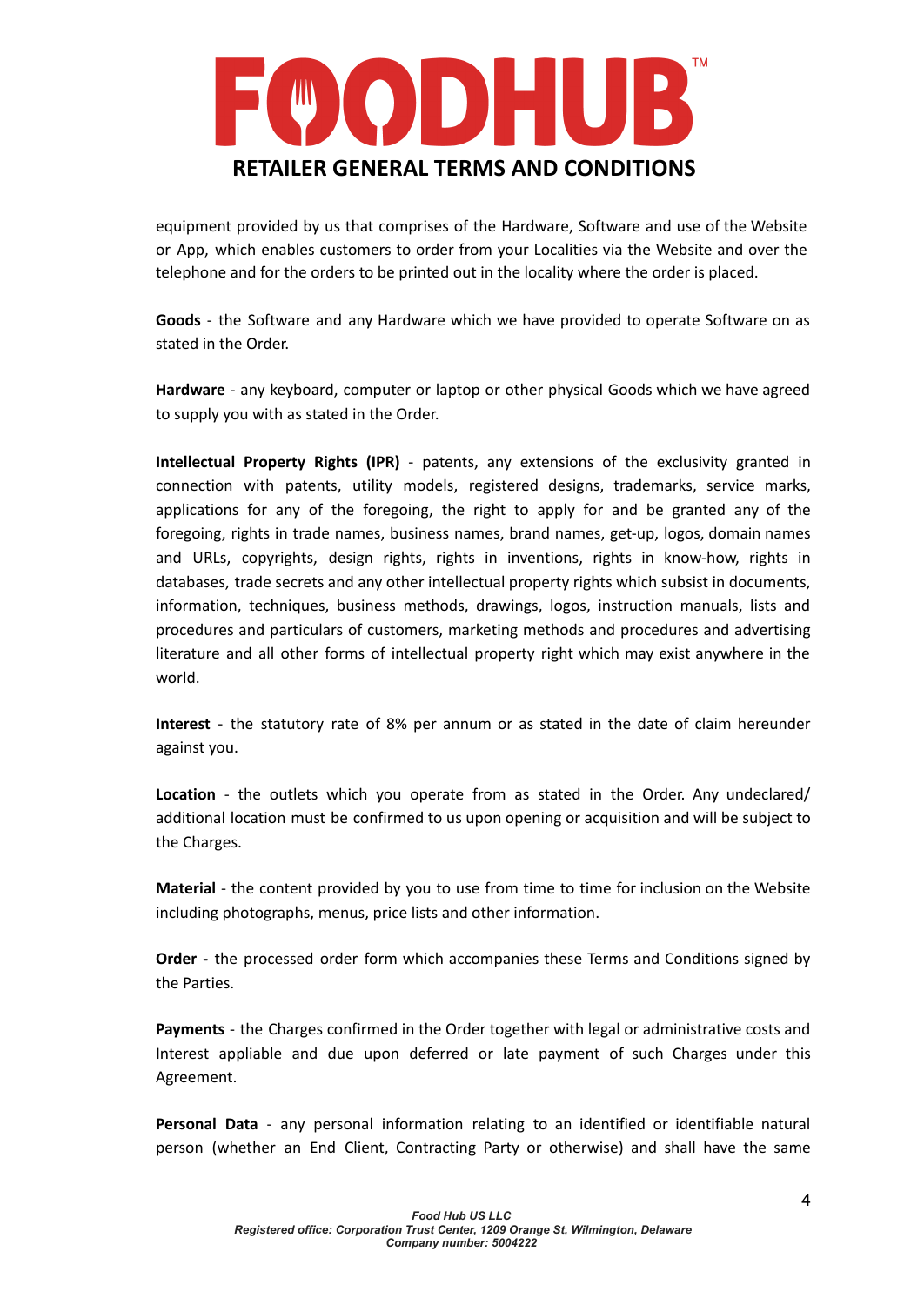equipment provided by us that comprises of the Hardware, Software and use of the Website or App, which enables customers to order from your Localities via the Website and over the telephone and for the orders to be printed out in the locality where the order is placed.

**Goods** - the Software and any Hardware which we have provided to operate Software on as stated in the Order.

**Hardware** - any keyboard, computer or laptop or other physical Goods which we have agreed to supply you with as stated in the Order.

**Intellectual Property Rights (IPR)** - patents, any extensions of the exclusivity granted in connection with patents, utility models, registered designs, trademarks, service marks, applications for any of the foregoing, the right to apply for and be granted any of the foregoing, rights in trade names, business names, brand names, get-up, logos, domain names and URLs, copyrights, design rights, rights in inventions, rights in know-how, rights in databases, trade secrets and any other intellectual property rights which subsist in documents, information, techniques, business methods, drawings, logos, instruction manuals, lists and procedures and particulars of customers, marketing methods and procedures and advertising literature and all other forms of intellectual property right which may exist anywhere in the world.

**Interest** - the statutory rate of 8% per annum or as stated in the date of claim hereunder against you.

**Location** - the outlets which you operate from as stated in the Order. Any undeclared/ additional location must be confirmed to us upon opening or acquisition and will be subject to the Charges.

**Material** - the content provided by you to use from time to time for inclusion on the Website including photographs, menus, price lists and other information.

**Order -** the processed order form which accompanies these Terms and Conditions signed by the Parties.

**Payments** - the Charges confirmed in the Order together with legal or administrative costs and Interest appliable and due upon deferred or late payment of such Charges under this Agreement.

**Personal Data** - any personal information relating to an identified or identifiable natural person (whether an End Client, Contracting Party or otherwise) and shall have the same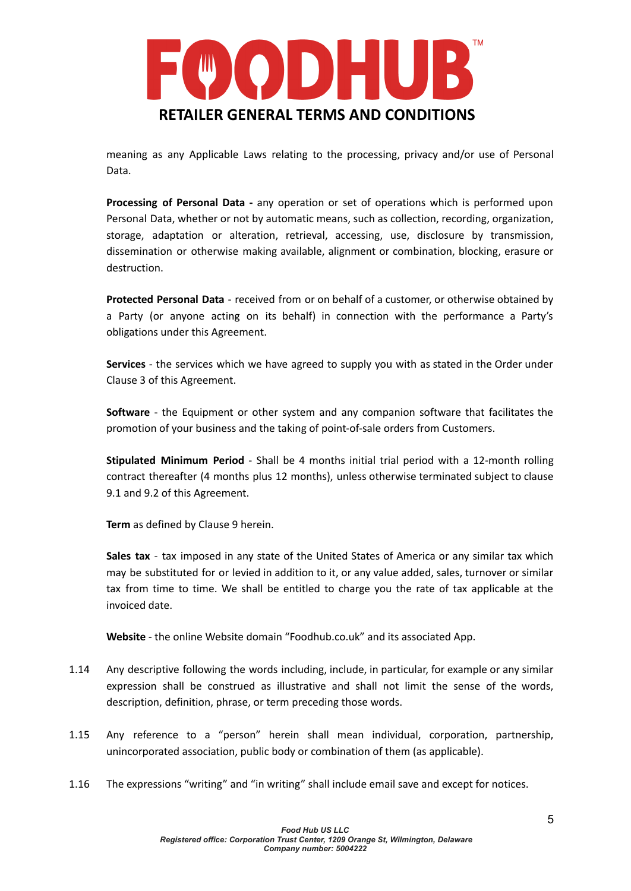meaning as any Applicable Laws relating to the processing, privacy and/or use of Personal Data.

**Processing of Personal Data -** any operation or set of operations which is performed upon Personal Data, whether or not by automatic means, such as collection, recording, organization, storage, adaptation or alteration, retrieval, accessing, use, disclosure by transmission, dissemination or otherwise making available, alignment or combination, blocking, erasure or destruction.

**Protected Personal Data** - received from or on behalf of a customer, or otherwise obtained by a Party (or anyone acting on its behalf) in connection with the performance a Party's obligations under this Agreement.

**Services** - the services which we have agreed to supply you with as stated in the Order under Clause 3 of this Agreement.

**Software** - the Equipment or other system and any companion software that facilitates the promotion of your business and the taking of point-of-sale orders from Customers.

**Stipulated Minimum Period** - Shall be 4 months initial trial period with a 12-month rolling contract thereafter (4 months plus 12 months), unless otherwise terminated subject to clause 9.1 and 9.2 of this Agreement.

**Term** as defined by Clause 9 herein.

**Sales tax** - tax imposed in any state of the United States of America or any similar tax which may be substituted for or levied in addition to it, or any value added, sales, turnover or similar tax from time to time. We shall be entitled to charge you the rate of tax applicable at the invoiced date.

**Website** - the online Website domain "Foodhub.co.uk" and its associated App.

1.14 Any descriptive following the words including, include, in particular, for example or any similar expression shall be construed as illustrative and shall not limit the sense of the words, description, definition, phrase, or term preceding those words.

1.15 Any reference to a "person" herein shall mean individual, corporation, partnership, unincorporated association, public body or combination of them (as applicable).

1.16 The expressions "writing" and "in writing" shall include email save and except for notices.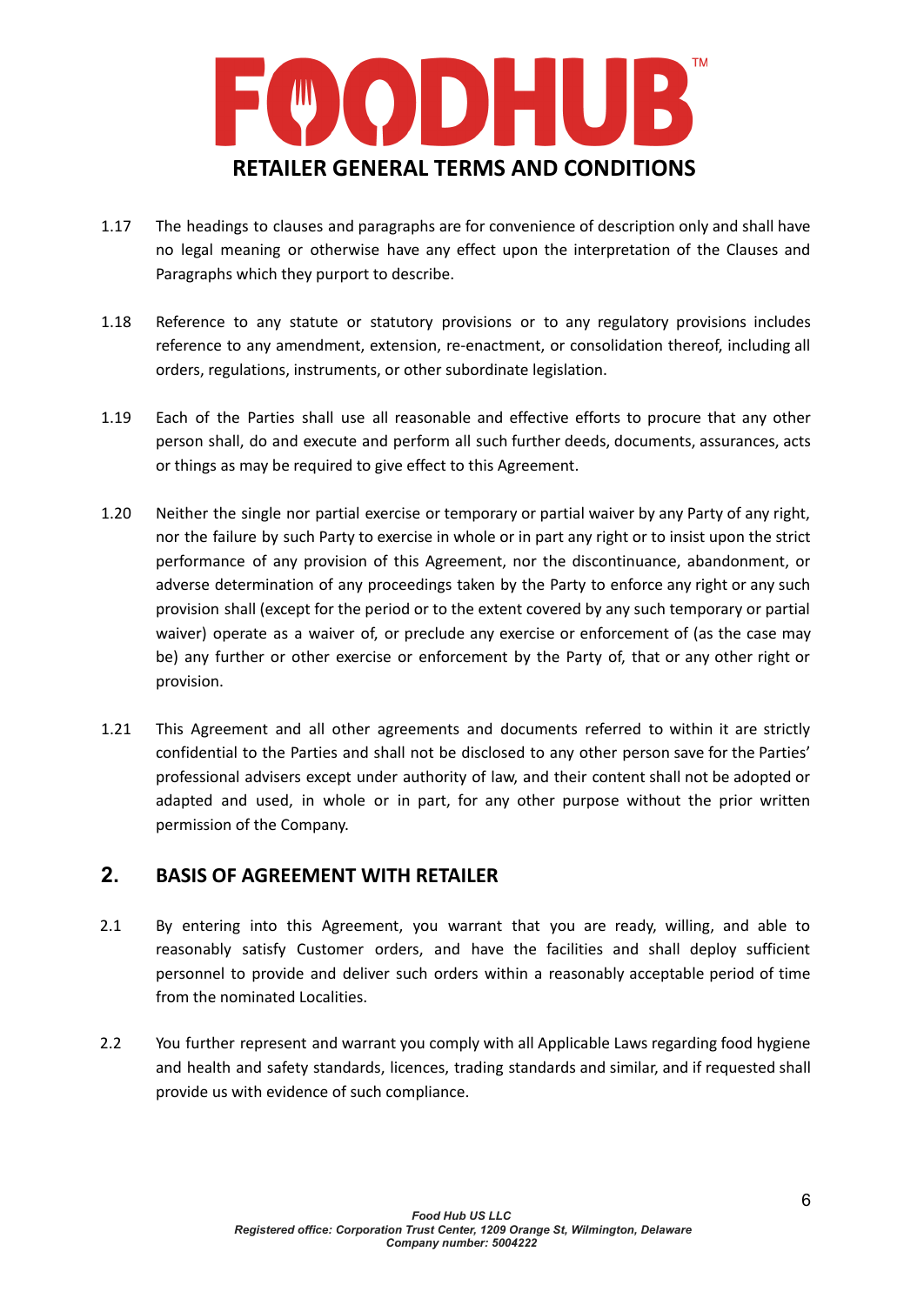1.17 The headings to clauses and paragraphs are for convenience of description only and shall have no legal meaning or otherwise have any effect upon the interpretation of the Clauses and Paragraphs which they purport to describe.

1.18 Reference to any statute or statutory provisions or to any regulatory provisions includes reference to any amendment, extension, re-enactment, or consolidation thereof, including all orders, regulations, instruments, or other subordinate legislation.

1.19 Each of the Parties shall use all reasonable and effective efforts to procure that any other person shall, do and execute and perform all such further deeds, documents, assurances, acts or things as may be required to give effect to this Agreement.

1.20 Neither the single nor partial exercise or temporary or partial waiver by any Party of any right, nor the failure by such Party to exercise in whole or in part any right or to insist upon the strict performance of any provision of this Agreement, nor the discontinuance, abandonment, or adverse determination of any proceedings taken by the Party to enforce any right or any such provision shall (except for the period or to the extent covered by any such temporary or partial waiver) operate as a waiver of, or preclude any exercise or enforcement of (as the case may be) any further or other exercise or enforcement by the Party of, that or any other right or provision.

1.21 This Agreement and all other agreements and documents referred to within it are strictly confidential to the Parties and shall not be disclosed to any other person save for the Parties' professional advisers except under authority of law, and their content shall not be adopted or adapted and used, in whole or in part, for any other purpose without the prior written permission of the Company.

## 2. BASIS OF AGREEMENT WITH RETAILER

2.1 By entering into this Agreement, you warrant that you are ready, willing, and able to reasonably satisfy Customer orders, and have the facilities and shall deploy sufficient personnel to provide and deliver such orders within a reasonably acceptable period of time from the nominated Localities.

2.2 You further represent and warrant you comply with all Applicable Laws regarding food hygiene and health and safety standards, licences, trading standards and similar, and if requested shall provide us with evidence of such compliance.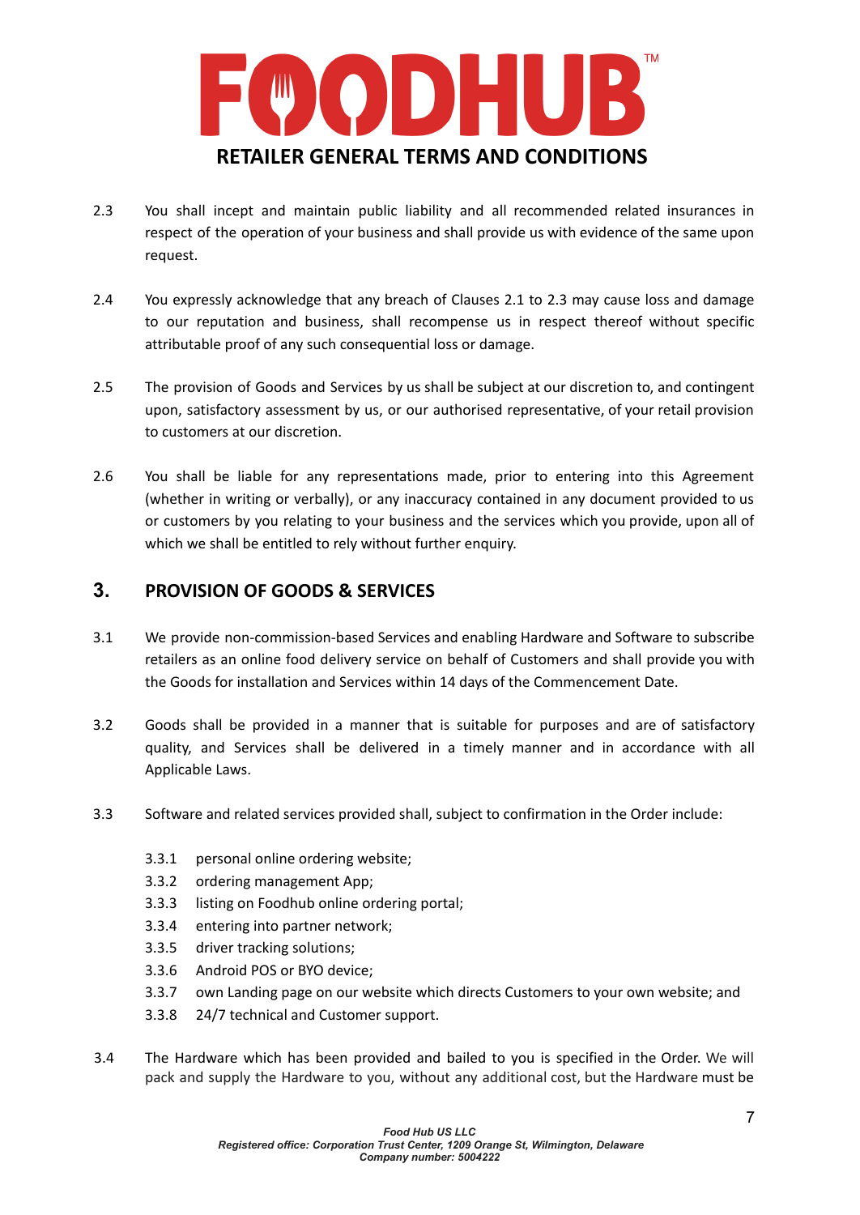2.3 You shall incept and maintain public liability and all recommended related insurances in respect of the operation of your business and shall provide us with evidence of the same upon request.

2.4 You expressly acknowledge that any breach of Clauses 2.1 to 2.3 may cause loss and damage to our reputation and business, shall recompense us in respect thereof without specific attributable proof of any such consequential loss or damage.

2.5 The provision of Goods and Services by us shall be subject at our discretion to, and contingent upon, satisfactory assessment by us, or our authorised representative, of your retail provision to customers at our discretion.

2.6 You shall be liable for any representations made, prior to entering into this Agreement (whether in writing or verbally), or any inaccuracy contained in any document provided to us or customers by you relating to your business and the services which you provide, upon all of which we shall be entitled to rely without further enquiry.

## 3. PROVISION OF GOODS & SERVICES

3.1 We provide non-commission-based Services and enabling Hardware and Software to subscribe retailers as an online food delivery service on behalf of Customers and shall provide you with the Goods for installation and Services within 14 days of the Commencement Date.

3.2 Goods shall be provided in a manner that is suitable for purposes and are of satisfactory quality, and Services shall be delivered in a timely manner and in accordance with all Applicable Laws.

3.3 Software and related services provided shall, subject to confirmation in the Order include:

- 3.3.1 personal online ordering website;
- 3.3.2 ordering management App;
- 3.3.3 listing on Foodhub online ordering portal;
- 3.3.4 entering into partner network;
- 3.3.5 driver tracking solutions;
- 3.3.6 Android POS or BYO device;
- 3.3.7 own Landing page on our website which directs Customers to your own website; and
- 3.3.8 24/7 technical and Customer support.

3.4 The Hardware which has been provided and bailed to you is specified in the Order. We will pack and supply the Hardware to you, without any additional cost, but the Hardware must be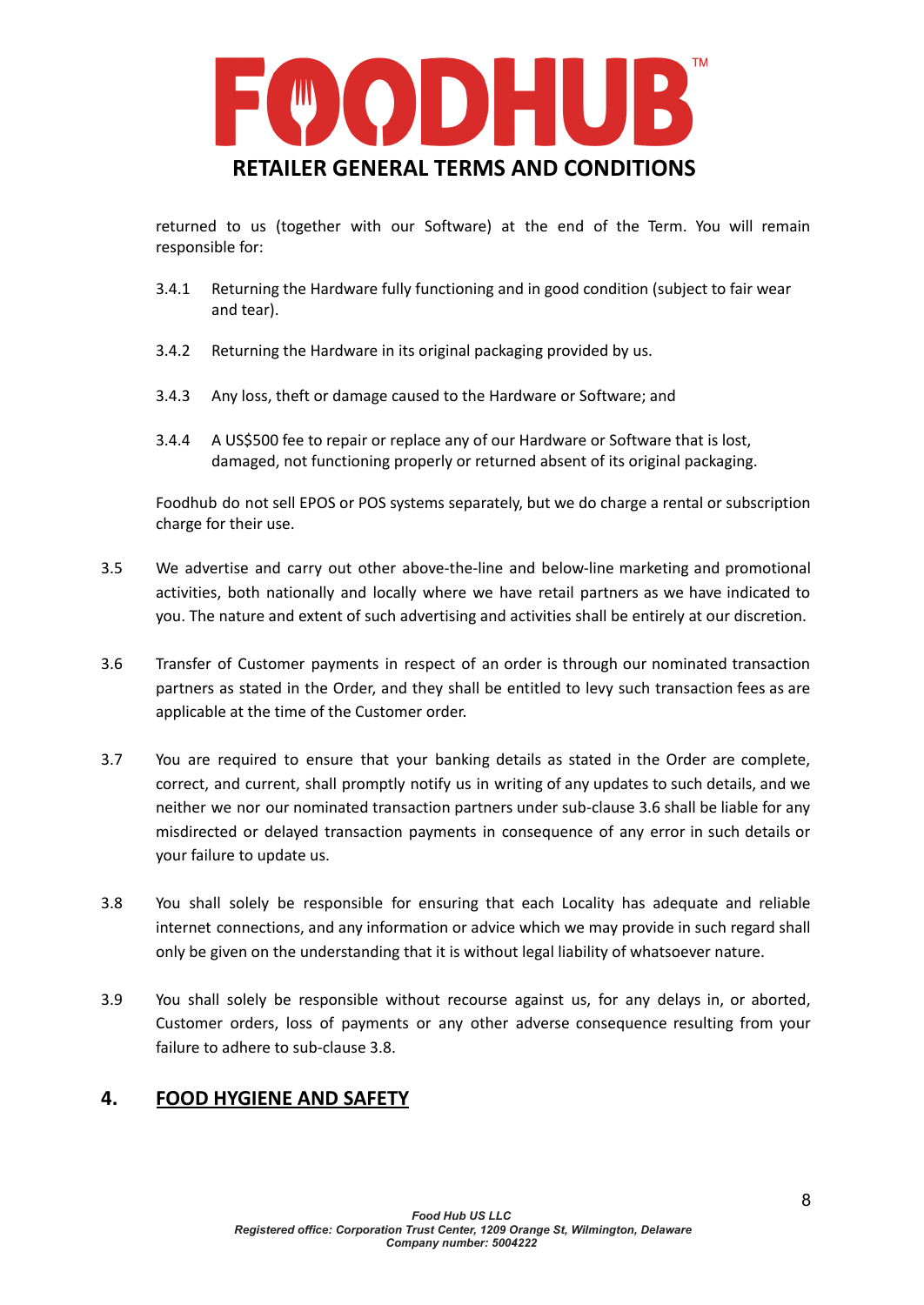returned to us (together with our Software) at the end of the Term. You will remain responsible for:

3.4.1 Returning the Hardware fully functioning and in good condition (subject to fair wear and tear).

3.4.2 Returning the Hardware in its original packaging provided by us.

3.4.3 Any loss, theft or damage caused to the Hardware or Software; and

3.4.4 A US$500 fee to repair or replace any of our Hardware or Software that is lost, damaged, not functioning properly or returned absent of its original packaging.

Foodhub do not sell EPOS or POS systems separately, but we do charge a rental or subscription charge for their use.

3.5 We advertise and carry out other above-the-line and below-line marketing and promotional activities, both nationally and locally where we have retail partners as we have indicated to you. The nature and extent of such advertising and activities shall be entirely at our discretion.

3.6 Transfer of Customer payments in respect of an order is through our nominated transaction partners as stated in the Order, and they shall be entitled to levy such transaction fees as are applicable at the time of the Customer order.

3.7 You are required to ensure that your banking details as stated in the Order are complete, correct, and current, shall promptly notify us in writing of any updates to such details, and we neither we nor our nominated transaction partners under sub-clause 3.6 shall be liable for any misdirected or delayed transaction payments in consequence of any error in such details or your failure to update us.

3.8 You shall solely be responsible for ensuring that each Locality has adequate and reliable internet connections, and any information or advice which we may provide in such regard shall only be given on the understanding that it is without legal liability of whatsoever nature.

3.9 You shall solely be responsible without recourse against us, for any delays in, or aborted, Customer orders, loss of payments or any other adverse consequence resulting from your failure to adhere to sub-clause 3.8.

## 4. FOOD HYGIENE AND SAFETY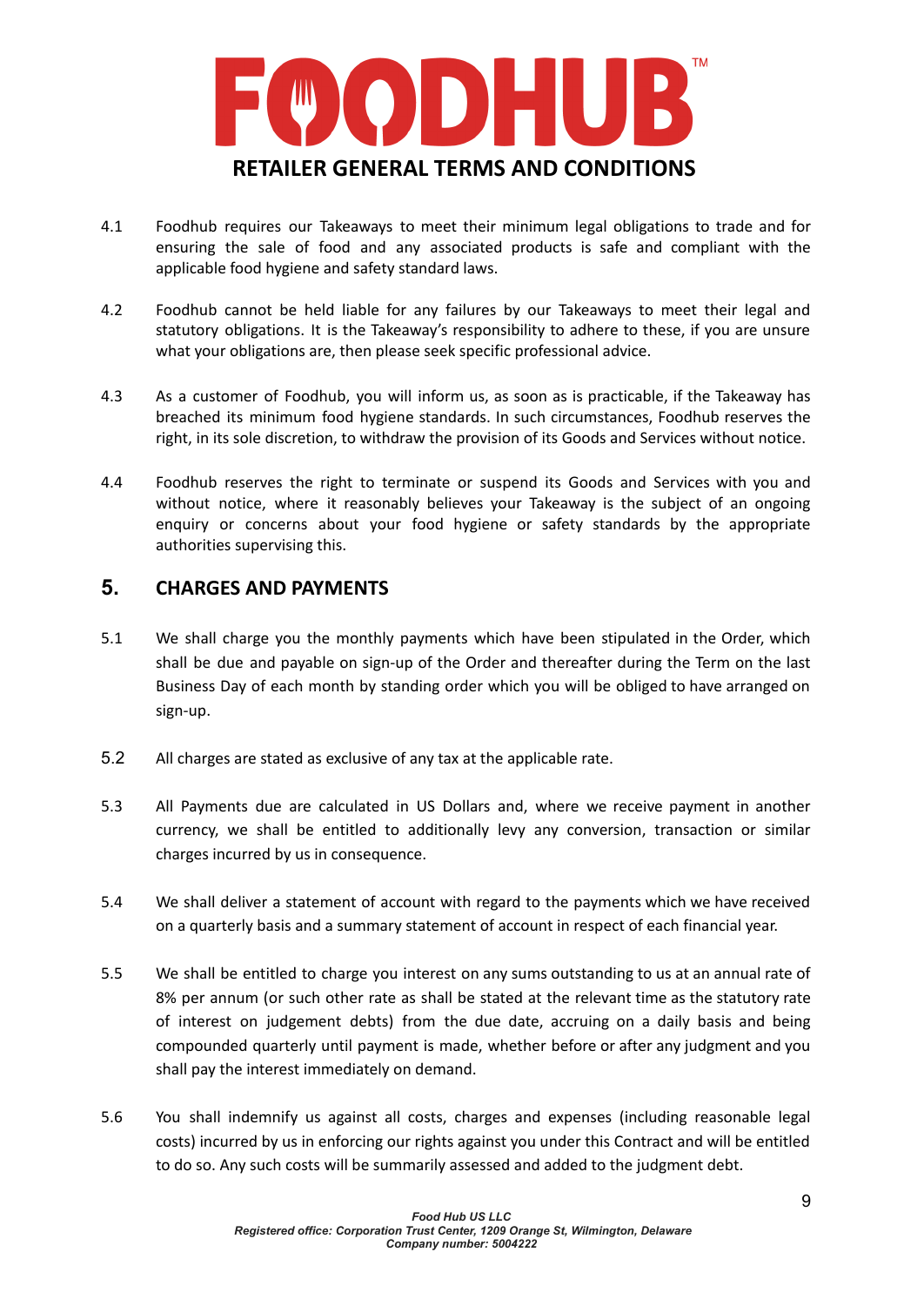4.1 Foodhub requires our Takeaways to meet their minimum legal obligations to trade and for ensuring the sale of food and any associated products is safe and compliant with the applicable food hygiene and safety standard laws.

4.2 Foodhub cannot be held liable for any failures by our Takeaways to meet their legal and statutory obligations. It is the Takeaway's responsibility to adhere to these, if you are unsure what your obligations are, then please seek specific professional advice.

4.3 As a customer of Foodhub, you will inform us, as soon as is practicable, if the Takeaway has breached its minimum food hygiene standards. In such circumstances, Foodhub reserves the right, in its sole discretion, to withdraw the provision of its Goods and Services without notice.

4.4 Foodhub reserves the right to terminate or suspend its Goods and Services with you and without notice, where it reasonably believes your Takeaway is the subject of an ongoing enquiry or concerns about your food hygiene or safety standards by the appropriate authorities supervising this.

## 5. CHARGES AND PAYMENTS

5.1 We shall charge you the monthly payments which have been stipulated in the Order, which shall be due and payable on sign-up of the Order and thereafter during the Term on the last Business Day of each month by standing order which you will be obliged to have arranged on sign-up.

5.2 All charges are stated as exclusive of any tax at the applicable rate.

5.3 All Payments due are calculated in US Dollars and, where we receive payment in another currency, we shall be entitled to additionally levy any conversion, transaction or similar charges incurred by us in consequence.

5.4 We shall deliver a statement of account with regard to the payments which we have received on a quarterly basis and a summary statement of account in respect of each financial year.

5.5 We shall be entitled to charge you interest on any sums outstanding to us at an annual rate of 8% per annum (or such other rate as shall be stated at the relevant time as the statutory rate of interest on judgement debts) from the due date, accruing on a daily basis and being compounded quarterly until payment is made, whether before or after any judgment and you shall pay the interest immediately on demand.

5.6 You shall indemnify us against all costs, charges and expenses (including reasonable legal costs) incurred by us in enforcing our rights against you under this Contract and will be entitled to do so. Any such costs will be summarily assessed and added to the judgment debt.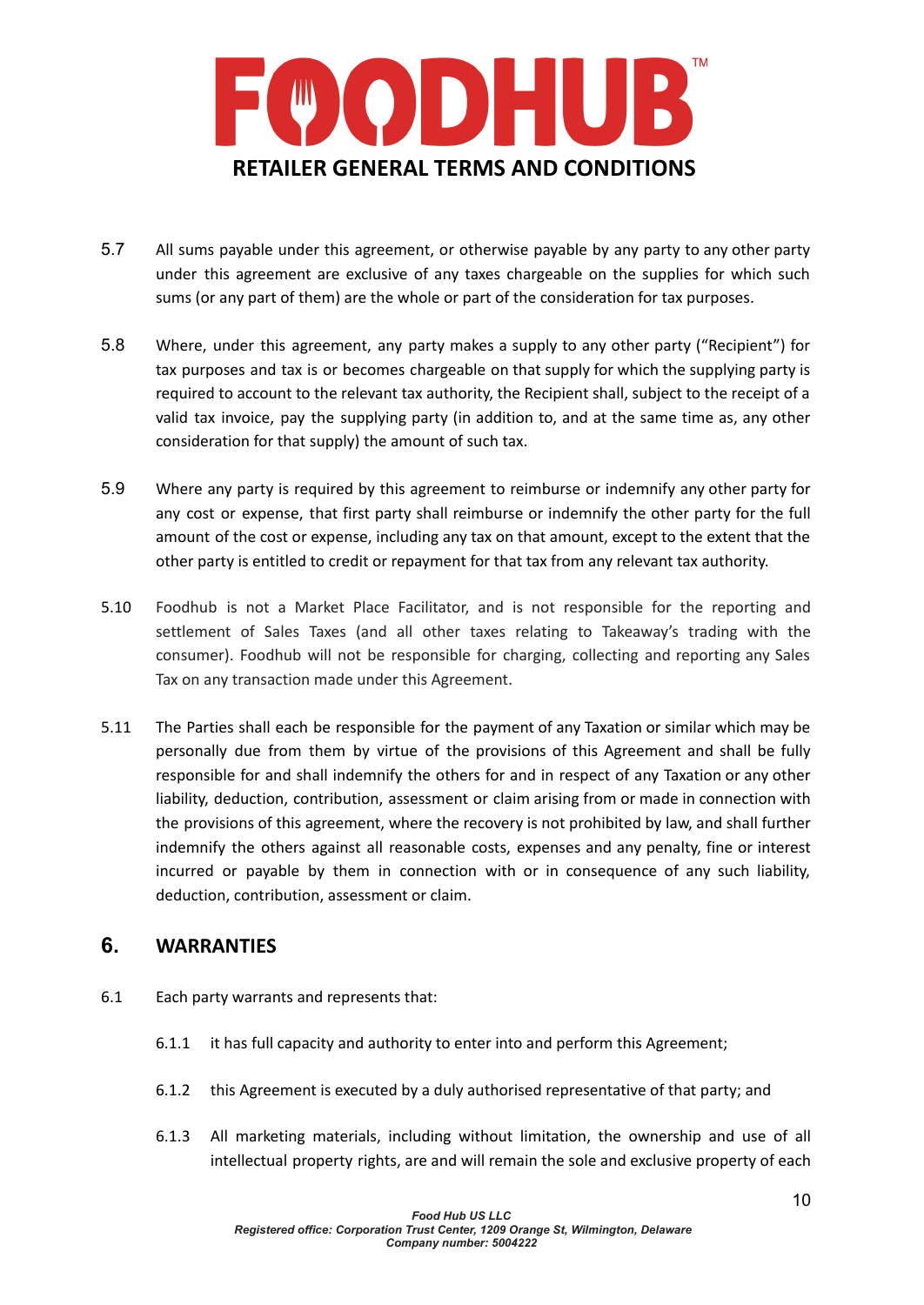5.7 All sums payable under this agreement, or otherwise payable by any party to any other party under this agreement are exclusive of any taxes chargeable on the supplies for which such sums (or any part of them) are the whole or part of the consideration for tax purposes.

5.8 Where, under this agreement, any party makes a supply to any other party ("Recipient") for tax purposes and tax is or becomes chargeable on that supply for which the supplying party is required to account to the relevant tax authority, the Recipient shall, subject to the receipt of a valid tax invoice, pay the supplying party (in addition to, and at the same time as, any other consideration for that supply) the amount of such tax.

5.9 Where any party is required by this agreement to reimburse or indemnify any other party for any cost or expense, that first party shall reimburse or indemnify the other party for the full amount of the cost or expense, including any tax on that amount, except to the extent that the other party is entitled to credit or repayment for that tax from any relevant tax authority.

5.10 Foodhub is not a Market Place Facilitator, and is not responsible for the reporting and settlement of Sales Taxes (and all other taxes relating to Takeaway's trading with the consumer). Foodhub will not be responsible for charging, collecting and reporting any Sales Tax on any transaction made under this Agreement.

5.11 The Parties shall each be responsible for the payment of any Taxation or similar which may be personally due from them by virtue of the provisions of this Agreement and shall be fully responsible for and shall indemnify the others for and in respect of any Taxation or any other liability, deduction, contribution, assessment or claim arising from or made in connection with the provisions of this agreement, where the recovery is not prohibited by law, and shall further indemnify the others against all reasonable costs, expenses and any penalty, fine or interest incurred or payable by them in connection with or in consequence of any such liability, deduction, contribution, assessment or claim.

## 6. WARRANTIES

6.1 Each party warrants and represents that:

6.1.1 it has full capacity and authority to enter into and perform this Agreement;

6.1.2 this Agreement is executed by a duly authorised representative of that party; and

6.1.3 All marketing materials, including without limitation, the ownership and use of all intellectual property rights, are and will remain the sole and exclusive property of each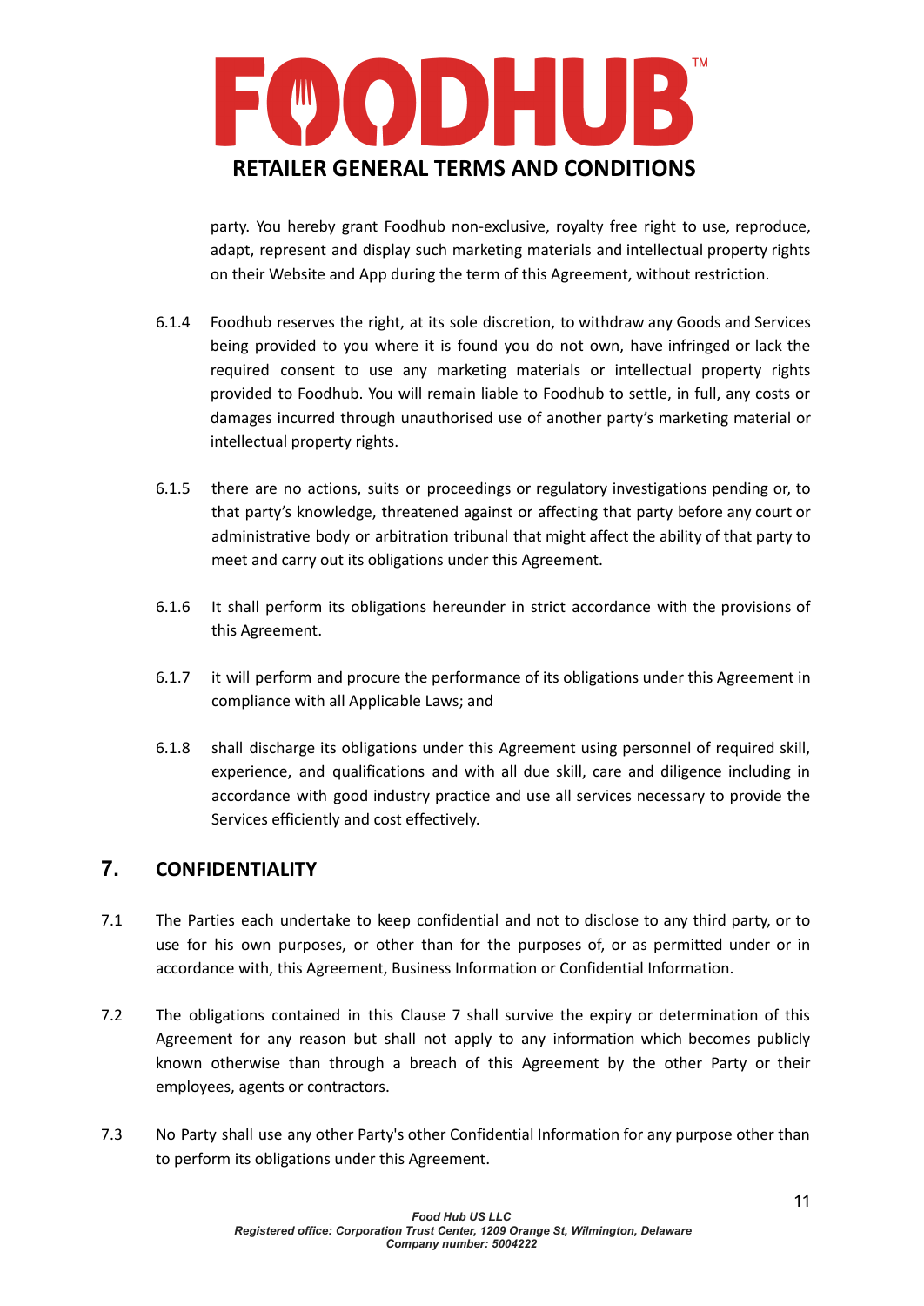party. You hereby grant Foodhub non-exclusive, royalty free right to use, reproduce, adapt, represent and display such marketing materials and intellectual property rights on their Website and App during the term of this Agreement, without restriction.

6.1.4 Foodhub reserves the right, at its sole discretion, to withdraw any Goods and Services being provided to you where it is found you do not own, have infringed or lack the required consent to use any marketing materials or intellectual property rights provided to Foodhub. You will remain liable to Foodhub to settle, in full, any costs or damages incurred through unauthorised use of another party's marketing material or intellectual property rights.

6.1.5 there are no actions, suits or proceedings or regulatory investigations pending or, to that party's knowledge, threatened against or affecting that party before any court or administrative body or arbitration tribunal that might affect the ability of that party to meet and carry out its obligations under this Agreement.

6.1.6 It shall perform its obligations hereunder in strict accordance with the provisions of this Agreement.

6.1.7 it will perform and procure the performance of its obligations under this Agreement in compliance with all Applicable Laws; and

6.1.8 shall discharge its obligations under this Agreement using personnel of required skill, experience, and qualifications and with all due skill, care and diligence including in accordance with good industry practice and use all services necessary to provide the Services efficiently and cost effectively.

## 7. CONFIDENTIALITY

7.1 The Parties each undertake to keep confidential and not to disclose to any third party, or to use for his own purposes, or other than for the purposes of, or as permitted under or in accordance with, this Agreement, Business Information or Confidential Information.

7.2 The obligations contained in this Clause 7 shall survive the expiry or determination of this Agreement for any reason but shall not apply to any information which becomes publicly known otherwise than through a breach of this Agreement by the other Party or their employees, agents or contractors.

7.3 No Party shall use any other Party's other Confidential Information for any purpose other than to perform its obligations under this Agreement.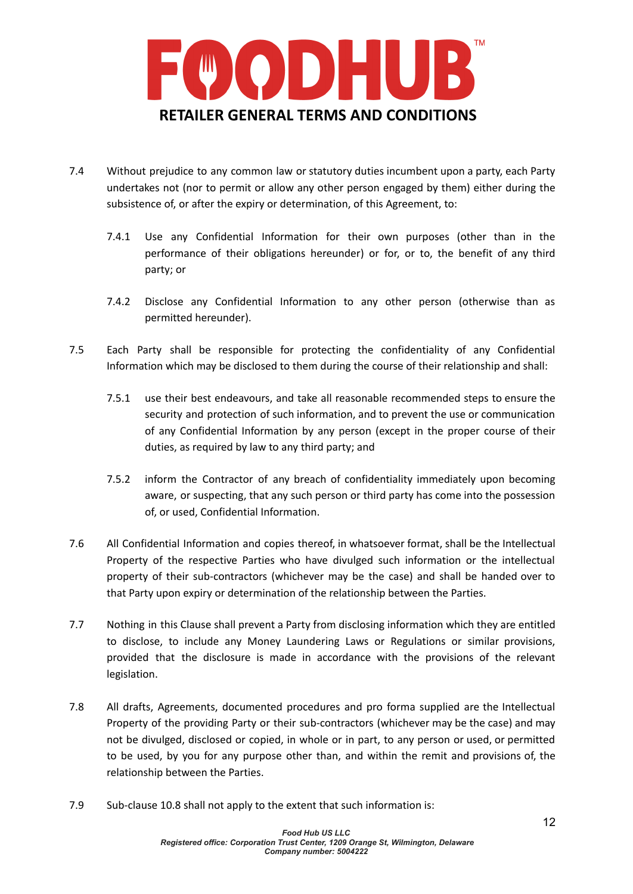7.4 Without prejudice to any common law or statutory duties incumbent upon a party, each Party undertakes not (nor to permit or allow any other person engaged by them) either during the subsistence of, or after the expiry or determination, of this Agreement, to:

7.4.1 Use any Confidential Information for their own purposes (other than in the performance of their obligations hereunder) or for, or to, the benefit of any third party; or

7.4.2 Disclose any Confidential Information to any other person (otherwise than as permitted hereunder).

7.5 Each Party shall be responsible for protecting the confidentiality of any Confidential Information which may be disclosed to them during the course of their relationship and shall:

7.5.1 use their best endeavours, and take all reasonable recommended steps to ensure the security and protection of such information, and to prevent the use or communication of any Confidential Information by any person (except in the proper course of their duties, as required by law to any third party; and

7.5.2 inform the Contractor of any breach of confidentiality immediately upon becoming aware, or suspecting, that any such person or third party has come into the possession of, or used, Confidential Information.

7.6 All Confidential Information and copies thereof, in whatsoever format, shall be the Intellectual Property of the respective Parties who have divulged such information or the intellectual property of their sub-contractors (whichever may be the case) and shall be handed over to that Party upon expiry or determination of the relationship between the Parties.

7.7 Nothing in this Clause shall prevent a Party from disclosing information which they are entitled to disclose, to include any Money Laundering Laws or Regulations or similar provisions, provided that the disclosure is made in accordance with the provisions of the relevant legislation.

7.8 All drafts, Agreements, documented procedures and pro forma supplied are the Intellectual Property of the providing Party or their sub-contractors (whichever may be the case) and may not be divulged, disclosed or copied, in whole or in part, to any person or used, or permitted to be used, by you for any purpose other than, and within the remit and provisions of, the relationship between the Parties.

7.9 Sub-clause 10.8 shall not apply to the extent that such information is: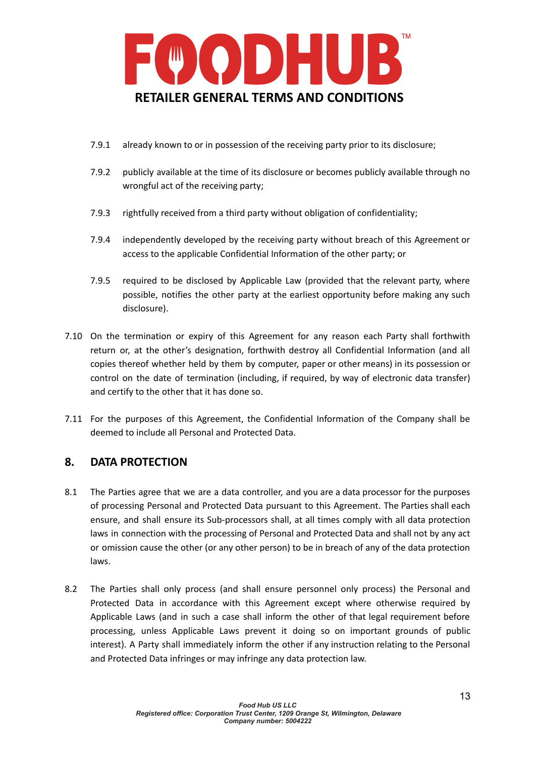7.9.1 already known to or in possession of the receiving party prior to its disclosure;

7.9.2 publicly available at the time of its disclosure or becomes publicly available through no wrongful act of the receiving party;

7.9.3 rightfully received from a third party without obligation of confidentiality;

7.9.4 independently developed by the receiving party without breach of this Agreement or access to the applicable Confidential Information of the other party; or

7.9.5 required to be disclosed by Applicable Law (provided that the relevant party, where possible, notifies the other party at the earliest opportunity before making any such disclosure).

7.10 On the termination or expiry of this Agreement for any reason each Party shall forthwith return or, at the other's designation, forthwith destroy all Confidential Information (and all copies thereof whether held by them by computer, paper or other means) in its possession or control on the date of termination (including, if required, by way of electronic data transfer) and certify to the other that it has done so.

7.11 For the purposes of this Agreement, the Confidential Information of the Company shall be deemed to include all Personal and Protected Data.

## 8. DATA PROTECTION

8.1 The Parties agree that we are a data controller, and you are a data processor for the purposes of processing Personal and Protected Data pursuant to this Agreement. The Parties shall each ensure, and shall ensure its Sub-processors shall, at all times comply with all data protection laws in connection with the processing of Personal and Protected Data and shall not by any act or omission cause the other (or any other person) to be in breach of any of the data protection laws.

8.2 The Parties shall only process (and shall ensure personnel only process) the Personal and Protected Data in accordance with this Agreement except where otherwise required by Applicable Laws (and in such a case shall inform the other of that legal requirement before processing, unless Applicable Laws prevent it doing so on important grounds of public interest). A Party shall immediately inform the other if any instruction relating to the Personal and Protected Data infringes or may infringe any data protection law.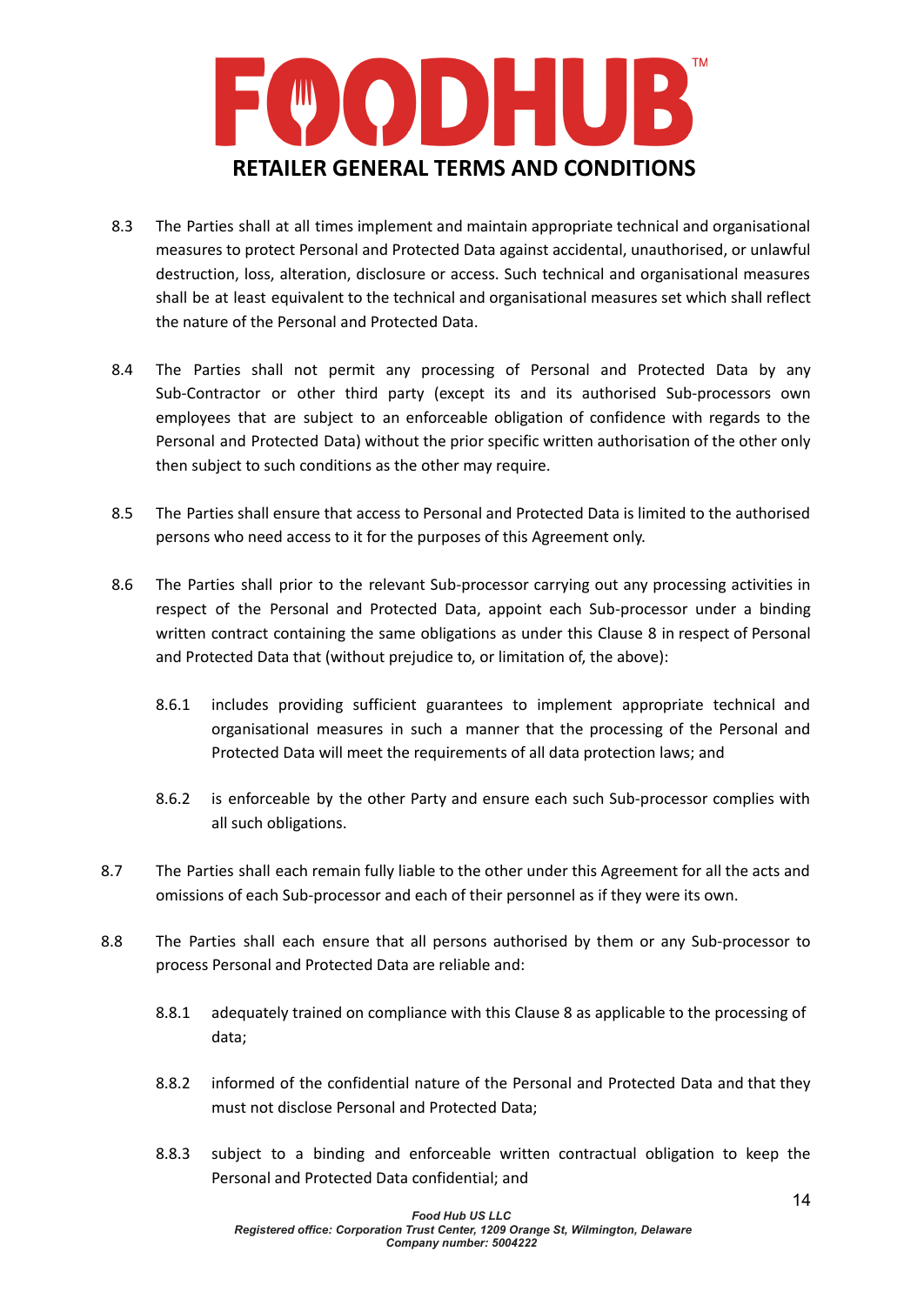8.3 The Parties shall at all times implement and maintain appropriate technical and organisational measures to protect Personal and Protected Data against accidental, unauthorised, or unlawful destruction, loss, alteration, disclosure or access. Such technical and organisational measures shall be at least equivalent to the technical and organisational measures set which shall reflect the nature of the Personal and Protected Data.

8.4 The Parties shall not permit any processing of Personal and Protected Data by any Sub-Contractor or other third party (except its and its authorised Sub-processors own employees that are subject to an enforceable obligation of confidence with regards to the Personal and Protected Data) without the prior specific written authorisation of the other only then subject to such conditions as the other may require.

8.5 The Parties shall ensure that access to Personal and Protected Data is limited to the authorised persons who need access to it for the purposes of this Agreement only.

8.6 The Parties shall prior to the relevant Sub-processor carrying out any processing activities in respect of the Personal and Protected Data, appoint each Sub-processor under a binding written contract containing the same obligations as under this Clause 8 in respect of Personal and Protected Data that (without prejudice to, or limitation of, the above):

8.6.1 includes providing sufficient guarantees to implement appropriate technical and organisational measures in such a manner that the processing of the Personal and Protected Data will meet the requirements of all data protection laws; and

8.6.2 is enforceable by the other Party and ensure each such Sub-processor complies with all such obligations.

8.7 The Parties shall each remain fully liable to the other under this Agreement for all the acts and omissions of each Sub-processor and each of their personnel as if they were its own.

8.8 The Parties shall each ensure that all persons authorised by them or any Sub-processor to process Personal and Protected Data are reliable and:

8.8.1 adequately trained on compliance with this Clause 8 as applicable to the processing of data;

8.8.2 informed of the confidential nature of the Personal and Protected Data and that they must not disclose Personal and Protected Data;

8.8.3 subject to a binding and enforceable written contractual obligation to keep the Personal and Protected Data confidential; and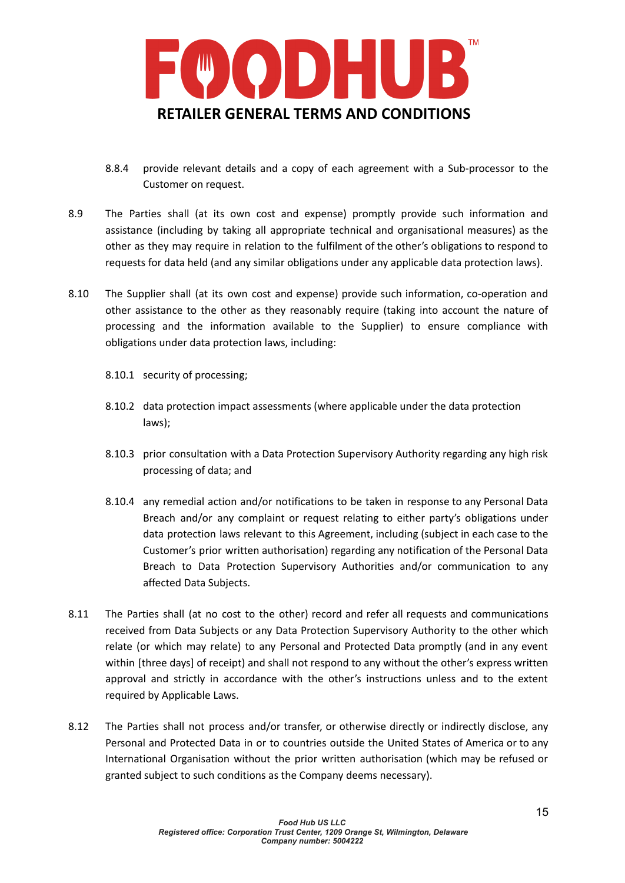8.8.4 provide relevant details and a copy of each agreement with a Sub-processor to the Customer on request.

8.9 The Parties shall (at its own cost and expense) promptly provide such information and assistance (including by taking all appropriate technical and organisational measures) as the other as they may require in relation to the fulfilment of the other's obligations to respond to requests for data held (and any similar obligations under any applicable data protection laws).

8.10 The Supplier shall (at its own cost and expense) provide such information, co-operation and other assistance to the other as they reasonably require (taking into account the nature of processing and the information available to the Supplier) to ensure compliance with obligations under data protection laws, including:

8.10.1 security of processing;

8.10.2 data protection impact assessments (where applicable under the data protection laws);

8.10.3 prior consultation with a Data Protection Supervisory Authority regarding any high risk processing of data; and

8.10.4 any remedial action and/or notifications to be taken in response to any Personal Data Breach and/or any complaint or request relating to either party's obligations under data protection laws relevant to this Agreement, including (subject in each case to the Customer's prior written authorisation) regarding any notification of the Personal Data Breach to Data Protection Supervisory Authorities and/or communication to any affected Data Subjects.

8.11 The Parties shall (at no cost to the other) record and refer all requests and communications received from Data Subjects or any Data Protection Supervisory Authority to the other which relate (or which may relate) to any Personal and Protected Data promptly (and in any event within [three days] of receipt) and shall not respond to any without the other's express written approval and strictly in accordance with the other's instructions unless and to the extent required by Applicable Laws.

8.12 The Parties shall not process and/or transfer, or otherwise directly or indirectly disclose, any Personal and Protected Data in or to countries outside the United States of America or to any International Organisation without the prior written authorisation (which may be refused or granted subject to such conditions as the Company deems necessary).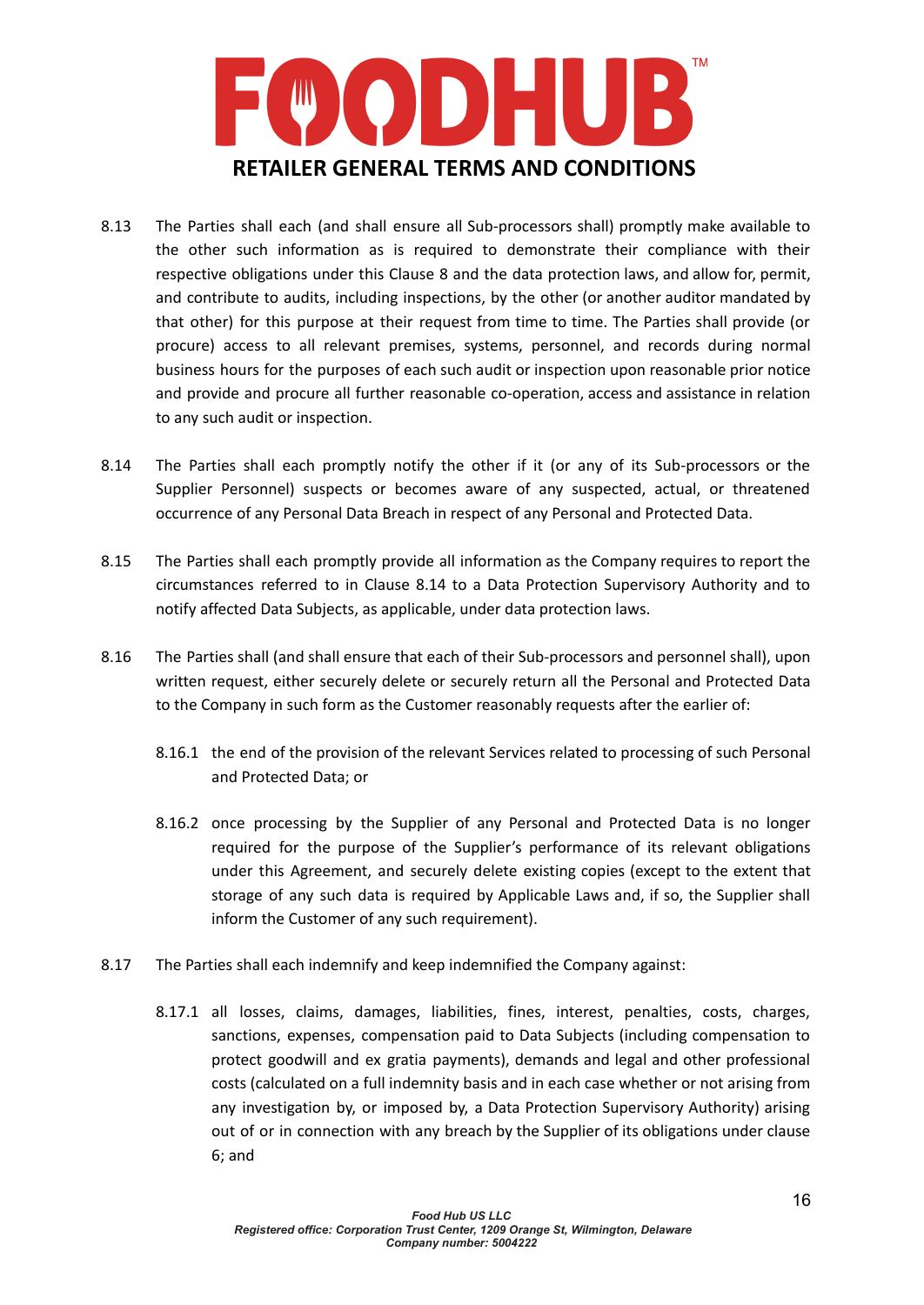8.13 The Parties shall each (and shall ensure all Sub-processors shall) promptly make available to the other such information as is required to demonstrate their compliance with their respective obligations under this Clause 8 and the data protection laws, and allow for, permit, and contribute to audits, including inspections, by the other (or another auditor mandated by that other) for this purpose at their request from time to time. The Parties shall provide (or procure) access to all relevant premises, systems, personnel, and records during normal business hours for the purposes of each such audit or inspection upon reasonable prior notice and provide and procure all further reasonable co-operation, access and assistance in relation to any such audit or inspection.

8.14 The Parties shall each promptly notify the other if it (or any of its Sub-processors or the Supplier Personnel) suspects or becomes aware of any suspected, actual, or threatened occurrence of any Personal Data Breach in respect of any Personal and Protected Data.

8.15 The Parties shall each promptly provide all information as the Company requires to report the circumstances referred to in Clause 8.14 to a Data Protection Supervisory Authority and to notify affected Data Subjects, as applicable, under data protection laws.

8.16 The Parties shall (and shall ensure that each of their Sub-processors and personnel shall), upon written request, either securely delete or securely return all the Personal and Protected Data to the Company in such form as the Customer reasonably requests after the earlier of:

8.16.1 the end of the provision of the relevant Services related to processing of such Personal and Protected Data; or

8.16.2 once processing by the Supplier of any Personal and Protected Data is no longer required for the purpose of the Supplier's performance of its relevant obligations under this Agreement, and securely delete existing copies (except to the extent that storage of any such data is required by Applicable Laws and, if so, the Supplier shall inform the Customer of any such requirement).

8.17 The Parties shall each indemnify and keep indemnified the Company against:

8.17.1 all losses, claims, damages, liabilities, fines, interest, penalties, costs, charges, sanctions, expenses, compensation paid to Data Subjects (including compensation to protect goodwill and ex gratia payments), demands and legal and other professional costs (calculated on a full indemnity basis and in each case whether or not arising from any investigation by, or imposed by, a Data Protection Supervisory Authority) arising out of or in connection with any breach by the Supplier of its obligations under clause 6; and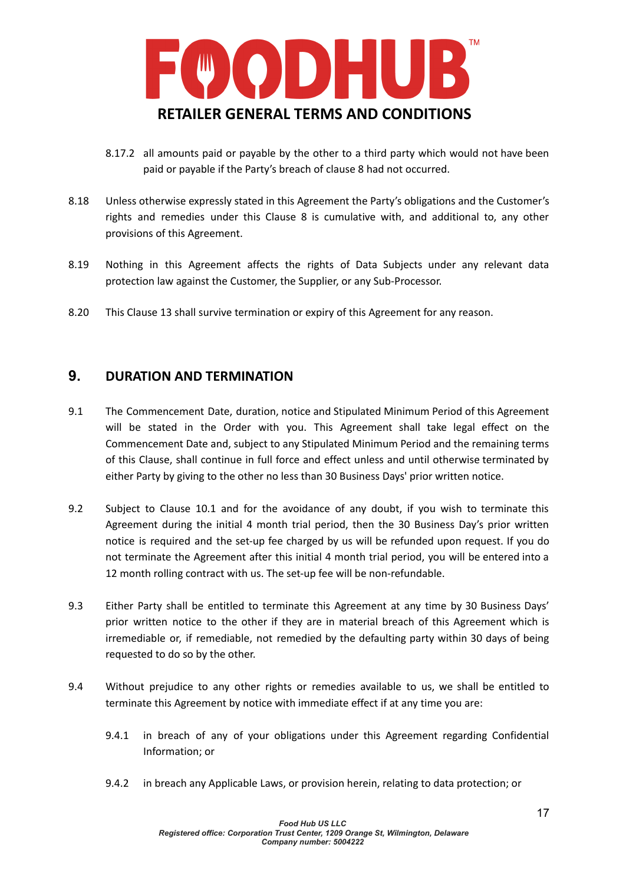8.17.2 all amounts paid or payable by the other to a third party which would not have been paid or payable if the Party's breach of clause 8 had not occurred.

8.18 Unless otherwise expressly stated in this Agreement the Party's obligations and the Customer's rights and remedies under this Clause 8 is cumulative with, and additional to, any other provisions of this Agreement.

8.19 Nothing in this Agreement affects the rights of Data Subjects under any relevant data protection law against the Customer, the Supplier, or any Sub-Processor.

8.20 This Clause 13 shall survive termination or expiry of this Agreement for any reason.

## 9. DURATION AND TERMINATION

9.1 The Commencement Date, duration, notice and Stipulated Minimum Period of this Agreement will be stated in the Order with you. This Agreement shall take legal effect on the Commencement Date and, subject to any Stipulated Minimum Period and the remaining terms of this Clause, shall continue in full force and effect unless and until otherwise terminated by either Party by giving to the other no less than 30 Business Days' prior written notice.

9.2 Subject to Clause 10.1 and for the avoidance of any doubt, if you wish to terminate this Agreement during the initial 4 month trial period, then the 30 Business Day's prior written notice is required and the set-up fee charged by us will be refunded upon request. If you do not terminate the Agreement after this initial 4 month trial period, you will be entered into a 12 month rolling contract with us. The set-up fee will be non-refundable.

9.3 Either Party shall be entitled to terminate this Agreement at any time by 30 Business Days' prior written notice to the other if they are in material breach of this Agreement which is irremediable or, if remediable, not remedied by the defaulting party within 30 days of being requested to do so by the other.

9.4 Without prejudice to any other rights or remedies available to us, we shall be entitled to terminate this Agreement by notice with immediate effect if at any time you are:

9.4.1 in breach of any of your obligations under this Agreement regarding Confidential Information; or

9.4.2 in breach any Applicable Laws, or provision herein, relating to data protection; or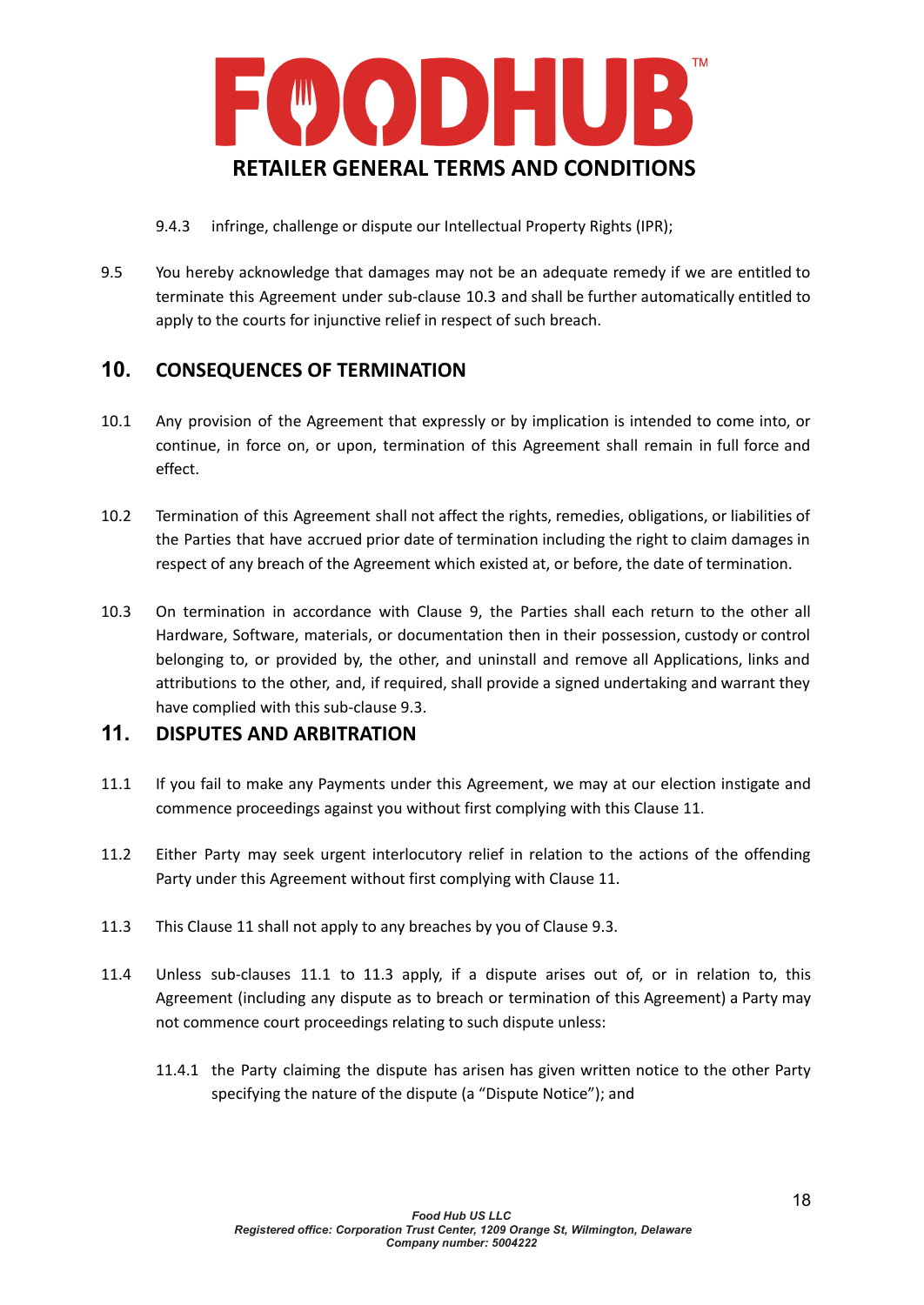9.4.3 infringe, challenge or dispute our Intellectual Property Rights (IPR);

9.5 You hereby acknowledge that damages may not be an adequate remedy if we are entitled to terminate this Agreement under sub-clause 10.3 and shall be further automatically entitled to apply to the courts for injunctive relief in respect of such breach.

## 10. CONSEQUENCES OF TERMINATION

10.1 Any provision of the Agreement that expressly or by implication is intended to come into, or continue, in force on, or upon, termination of this Agreement shall remain in full force and effect.

10.2 Termination of this Agreement shall not affect the rights, remedies, obligations, or liabilities of the Parties that have accrued prior date of termination including the right to claim damages in respect of any breach of the Agreement which existed at, or before, the date of termination.

10.3 On termination in accordance with Clause 9, the Parties shall each return to the other all Hardware, Software, materials, or documentation then in their possession, custody or control belonging to, or provided by, the other, and uninstall and remove all Applications, links and attributions to the other, and, if required, shall provide a signed undertaking and warrant they have complied with this sub-clause 9.3.

## 11. DISPUTES AND ARBITRATION

11.1 If you fail to make any Payments under this Agreement, we may at our election instigate and commence proceedings against you without first complying with this Clause 11.

11.2 Either Party may seek urgent interlocutory relief in relation to the actions of the offending Party under this Agreement without first complying with Clause 11.

11.3 This Clause 11 shall not apply to any breaches by you of Clause 9.3.

11.4 Unless sub-clauses 11.1 to 11.3 apply, if a dispute arises out of, or in relation to, this Agreement (including any dispute as to breach or termination of this Agreement) a Party may not commence court proceedings relating to such dispute unless:

11.4.1 the Party claiming the dispute has arisen has given written notice to the other Party specifying the nature of the dispute (a "Dispute Notice"); and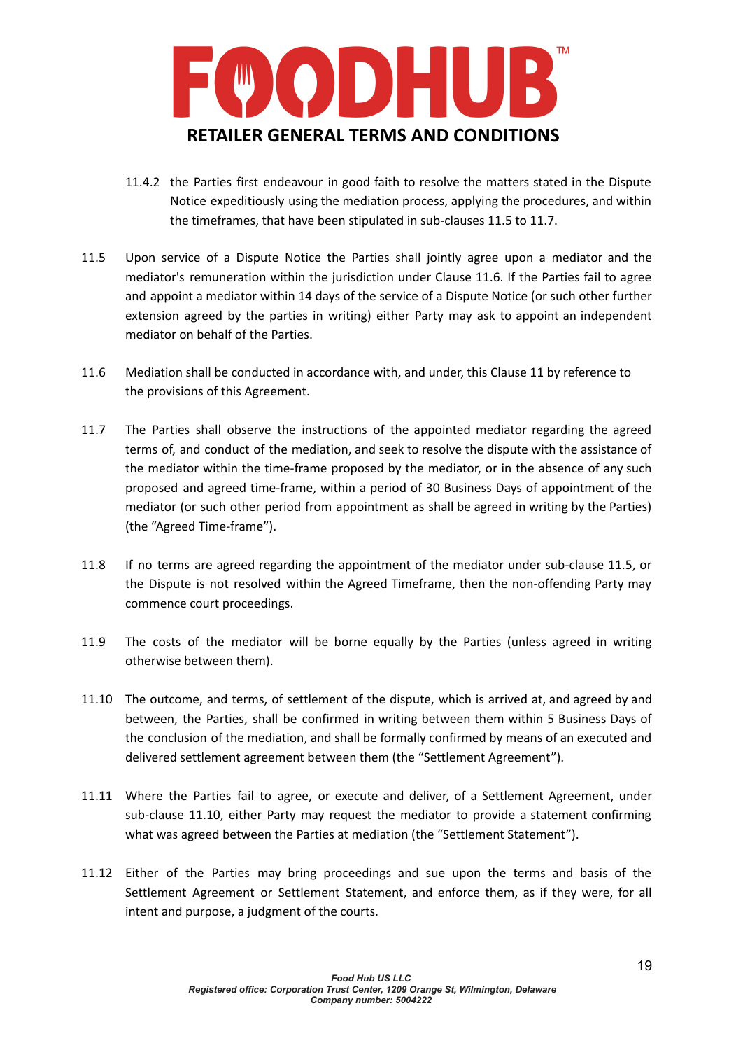11.4.2 the Parties first endeavour in good faith to resolve the matters stated in the Dispute Notice expeditiously using the mediation process, applying the procedures, and within the timeframes, that have been stipulated in sub-clauses 11.5 to 11.7.

11.5 Upon service of a Dispute Notice the Parties shall jointly agree upon a mediator and the mediator's remuneration within the jurisdiction under Clause 11.6. If the Parties fail to agree and appoint a mediator within 14 days of the service of a Dispute Notice (or such other further extension agreed by the parties in writing) either Party may ask to appoint an independent mediator on behalf of the Parties.

11.6 Mediation shall be conducted in accordance with, and under, this Clause 11 by reference to the provisions of this Agreement.

11.7 The Parties shall observe the instructions of the appointed mediator regarding the agreed terms of, and conduct of the mediation, and seek to resolve the dispute with the assistance of the mediator within the time-frame proposed by the mediator, or in the absence of any such proposed and agreed time-frame, within a period of 30 Business Days of appointment of the mediator (or such other period from appointment as shall be agreed in writing by the Parties) (the "Agreed Time-frame").

11.8 If no terms are agreed regarding the appointment of the mediator under sub-clause 11.5, or the Dispute is not resolved within the Agreed Timeframe, then the non-offending Party may commence court proceedings.

11.9 The costs of the mediator will be borne equally by the Parties (unless agreed in writing otherwise between them).

11.10 The outcome, and terms, of settlement of the dispute, which is arrived at, and agreed by and between, the Parties, shall be confirmed in writing between them within 5 Business Days of the conclusion of the mediation, and shall be formally confirmed by means of an executed and delivered settlement agreement between them (the "Settlement Agreement").

11.11 Where the Parties fail to agree, or execute and deliver, of a Settlement Agreement, under sub-clause 11.10, either Party may request the mediator to provide a statement confirming what was agreed between the Parties at mediation (the "Settlement Statement").

11.12 Either of the Parties may bring proceedings and sue upon the terms and basis of the Settlement Agreement or Settlement Statement, and enforce them, as if they were, for all intent and purpose, a judgment of the courts.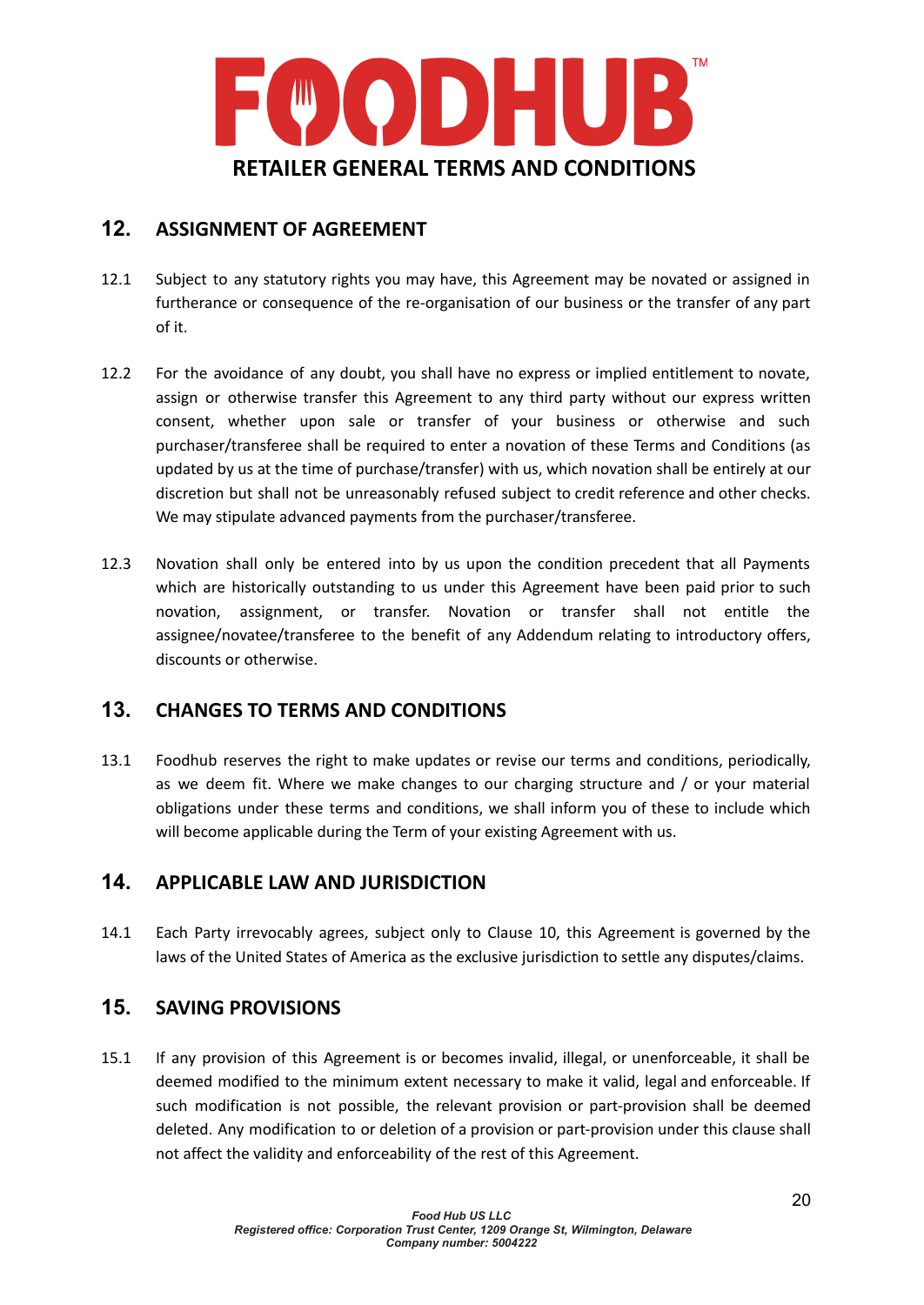## 12. ASSIGNMENT OF AGREEMENT

12.1 Subject to any statutory rights you may have, this Agreement may be novated or assigned in furtherance or consequence of the re-organisation of our business or the transfer of any part of it.

12.2 For the avoidance of any doubt, you shall have no express or implied entitlement to novate, assign or otherwise transfer this Agreement to any third party without our express written consent, whether upon sale or transfer of your business or otherwise and such purchaser/transferee shall be required to enter a novation of these Terms and Conditions (as updated by us at the time of purchase/transfer) with us, which novation shall be entirely at our discretion but shall not be unreasonably refused subject to credit reference and other checks. We may stipulate advanced payments from the purchaser/transferee.

12.3 Novation shall only be entered into by us upon the condition precedent that all Payments which are historically outstanding to us under this Agreement have been paid prior to such novation, assignment, or transfer. Novation or transfer shall not entitle the assignee/novatee/transferee to the benefit of any Addendum relating to introductory offers, discounts or otherwise.

## 13. CHANGES TO TERMS AND CONDITIONS

13.1 Foodhub reserves the right to make updates or revise our terms and conditions, periodically, as we deem fit. Where we make changes to our charging structure and / or your material obligations under these terms and conditions, we shall inform you of these to include which will become applicable during the Term of your existing Agreement with us.

## 14. APPLICABLE LAW AND JURISDICTION

14.1 Each Party irrevocably agrees, subject only to Clause 10, this Agreement is governed by the laws of the United States of America as the exclusive jurisdiction to settle any disputes/claims.

## 15. SAVING PROVISIONS

15.1 If any provision of this Agreement is or becomes invalid, illegal, or unenforceable, it shall be deemed modified to the minimum extent necessary to make it valid, legal and enforceable. If such modification is not possible, the relevant provision or part-provision shall be deemed deleted. Any modification to or deletion of a provision or part-provision under this clause shall not affect the validity and enforceability of the rest of this Agreement.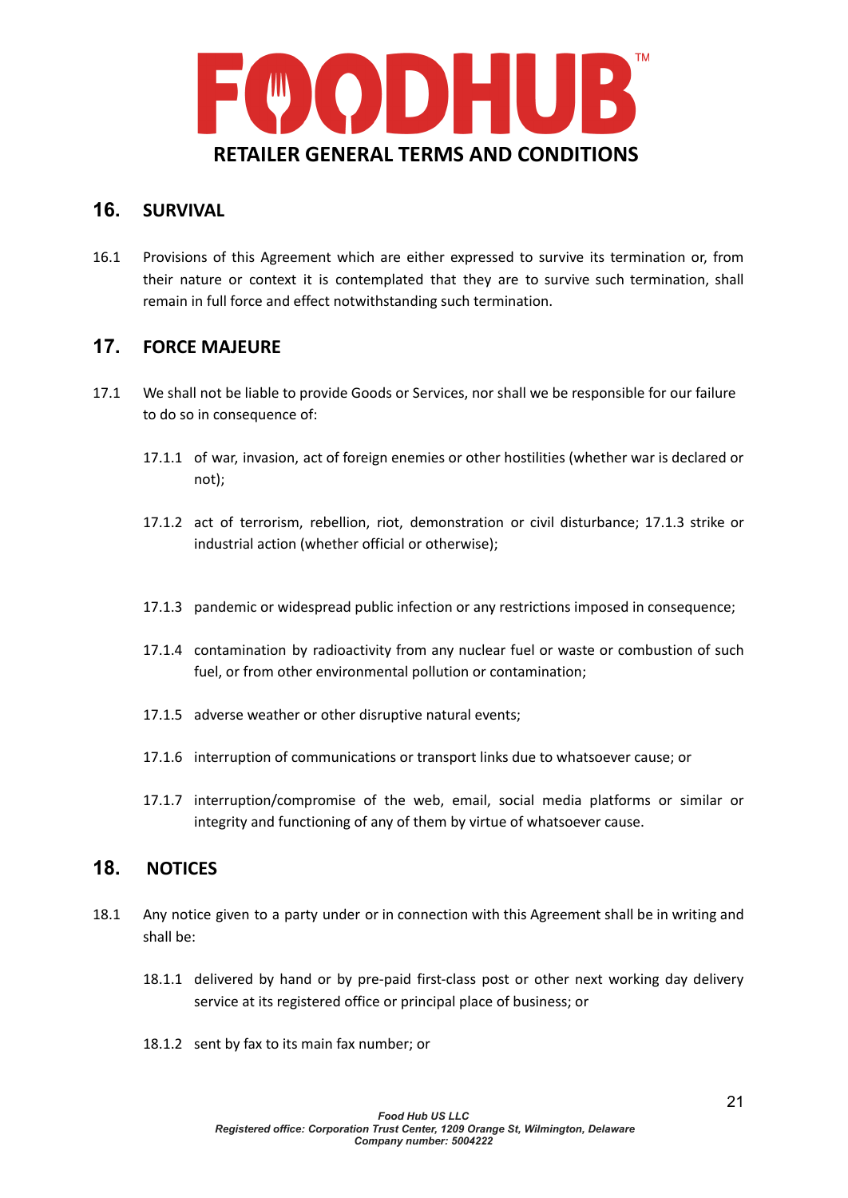## 16. SURVIVAL

16.1 Provisions of this Agreement which are either expressed to survive its termination or, from their nature or context it is contemplated that they are to survive such termination, shall remain in full force and effect notwithstanding such termination.

## 17. FORCE MAJEURE

17.1 We shall not be liable to provide Goods or Services, nor shall we be responsible for our failure to do so in consequence of:

17.1.1 of war, invasion, act of foreign enemies or other hostilities (whether war is declared or not);

17.1.2 act of terrorism, rebellion, riot, demonstration or civil disturbance; 17.1.3 strike or industrial action (whether official or otherwise);

17.1.3 pandemic or widespread public infection or any restrictions imposed in consequence;

17.1.4 contamination by radioactivity from any nuclear fuel or waste or combustion of such fuel, or from other environmental pollution or contamination;

17.1.5 adverse weather or other disruptive natural events;

17.1.6 interruption of communications or transport links due to whatsoever cause; or

17.1.7 interruption/compromise of the web, email, social media platforms or similar or integrity and functioning of any of them by virtue of whatsoever cause.

## 18. NOTICES

18.1 Any notice given to a party under or in connection with this Agreement shall be in writing and shall be:

18.1.1 delivered by hand or by pre-paid first-class post or other next working day delivery service at its registered office or principal place of business; or

18.1.2 sent by fax to its main fax number; or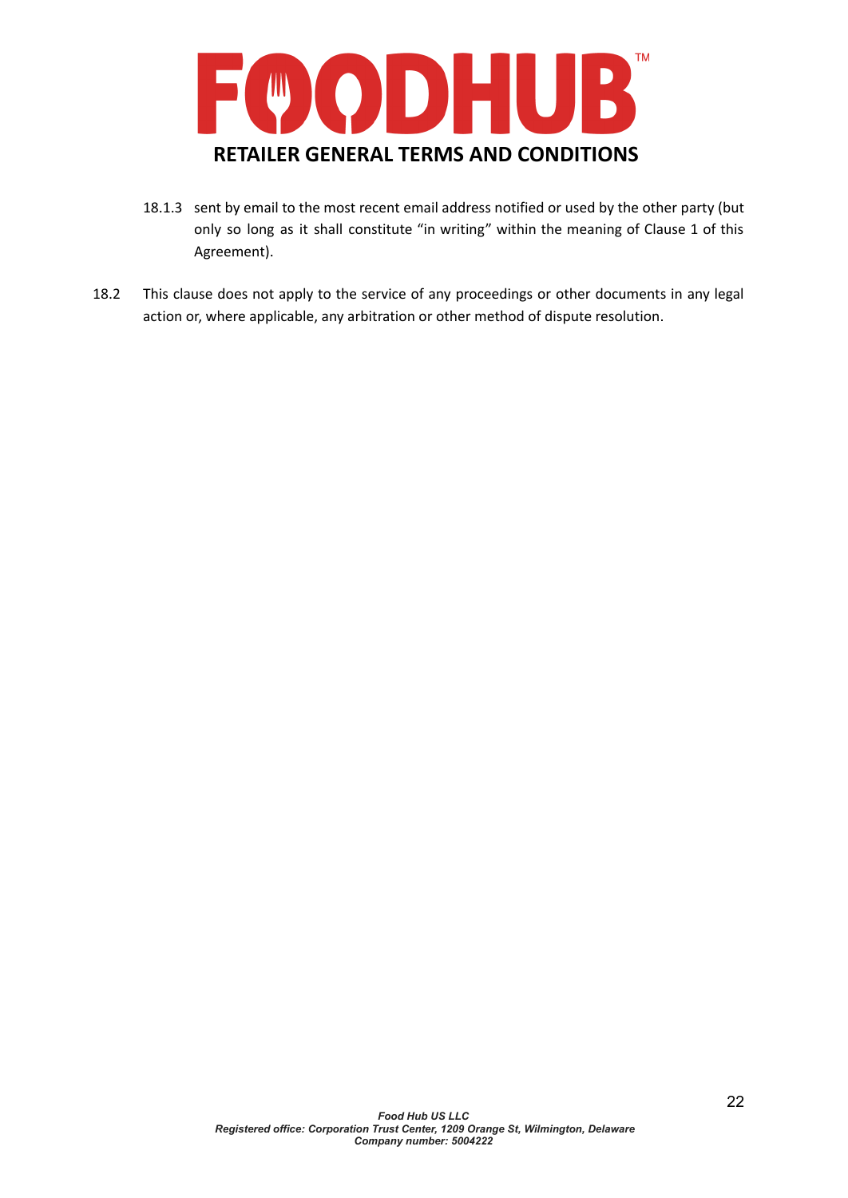18.1.3 sent by email to the most recent email address notified or used by the other party (but only so long as it shall constitute “in writing” within the meaning of Clause 1 of this Agreement).

18.2 This clause does not apply to the service of any proceedings or other documents in any legal action or, where applicable, any arbitration or other method of dispute resolution.